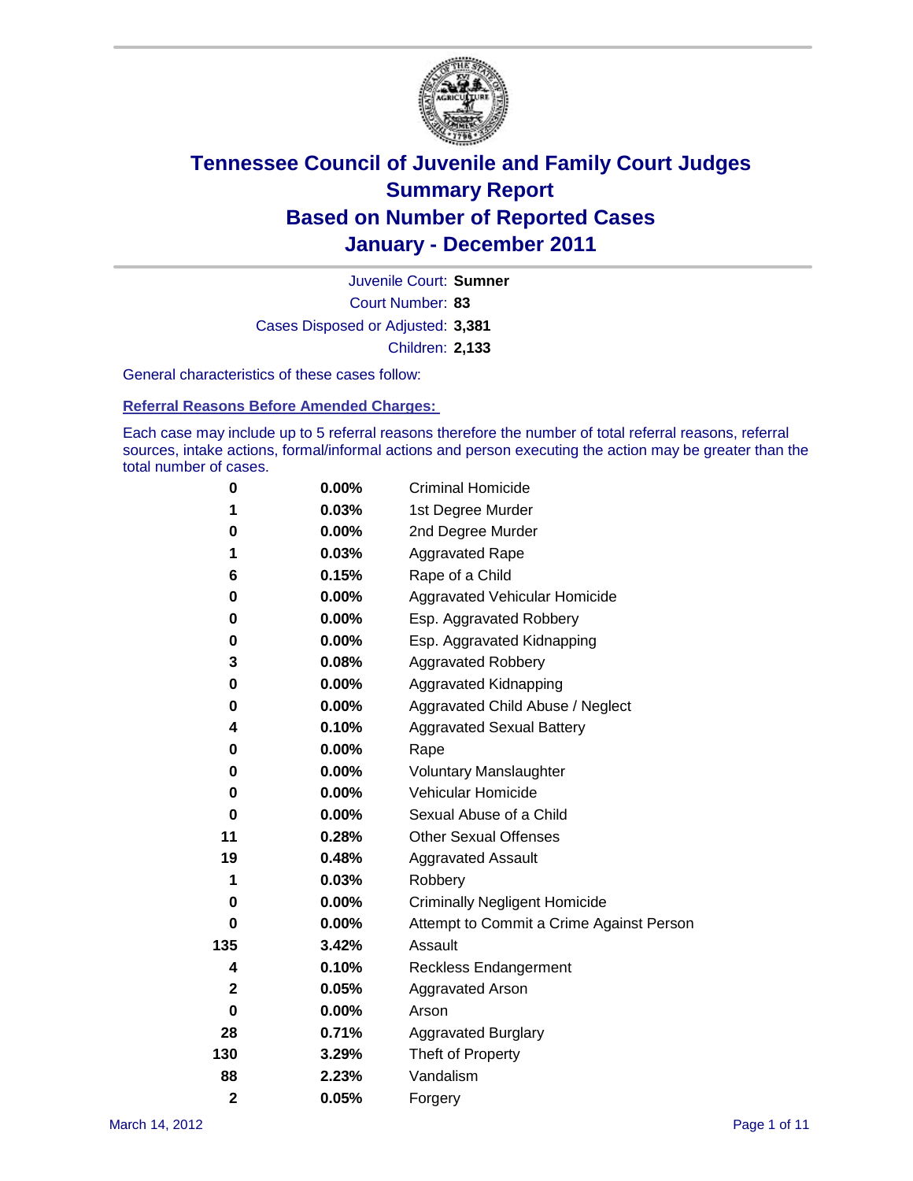# Tennessee Council of Juvenile and Family Court Judges
# Summary Report
# Based on Number of Reported Cases
# January - December 2011

Juvenile Court: **Sumner**

Court Number: **83**

Cases Disposed or Adjusted: **3,381**

Children: **2,133**

General characteristics of these cases follow:

### Referral Reasons Before Amended Charges:

Each case may include up to 5 referral reasons therefore the number of total referral reasons, referral sources, intake actions, formal/informal actions and person executing the action may be greater than the total number of cases.

| | | |
|---|---|---|
| 0 | 0.00% | Criminal Homicide |
| 1 | 0.03% | 1st Degree Murder |
| 0 | 0.00% | 2nd Degree Murder |
| 1 | 0.03% | Aggravated Rape |
| 6 | 0.15% | Rape of a Child |
| 0 | 0.00% | Aggravated Vehicular Homicide |
| 0 | 0.00% | Esp. Aggravated Robbery |
| 0 | 0.00% | Esp. Aggravated Kidnapping |
| 3 | 0.08% | Aggravated Robbery |
| 0 | 0.00% | Aggravated Kidnapping |
| 0 | 0.00% | Aggravated Child Abuse / Neglect |
| 4 | 0.10% | Aggravated Sexual Battery |
| 0 | 0.00% | Rape |
| 0 | 0.00% | Voluntary Manslaughter |
| 0 | 0.00% | Vehicular Homicide |
| 0 | 0.00% | Sexual Abuse of a Child |
| 11 | 0.28% | Other Sexual Offenses |
| 19 | 0.48% | Aggravated Assault |
| 1 | 0.03% | Robbery |
| 0 | 0.00% | Criminally Negligent Homicide |
| 0 | 0.00% | Attempt to Commit a Crime Against Person |
| 135 | 3.42% | Assault |
| 4 | 0.10% | Reckless Endangerment |
| 2 | 0.05% | Aggravated Arson |
| 0 | 0.00% | Arson |
| 28 | 0.71% | Aggravated Burglary |
| 130 | 3.29% | Theft of Property |
| 88 | 2.23% | Vandalism |
| 2 | 0.05% | Forgery |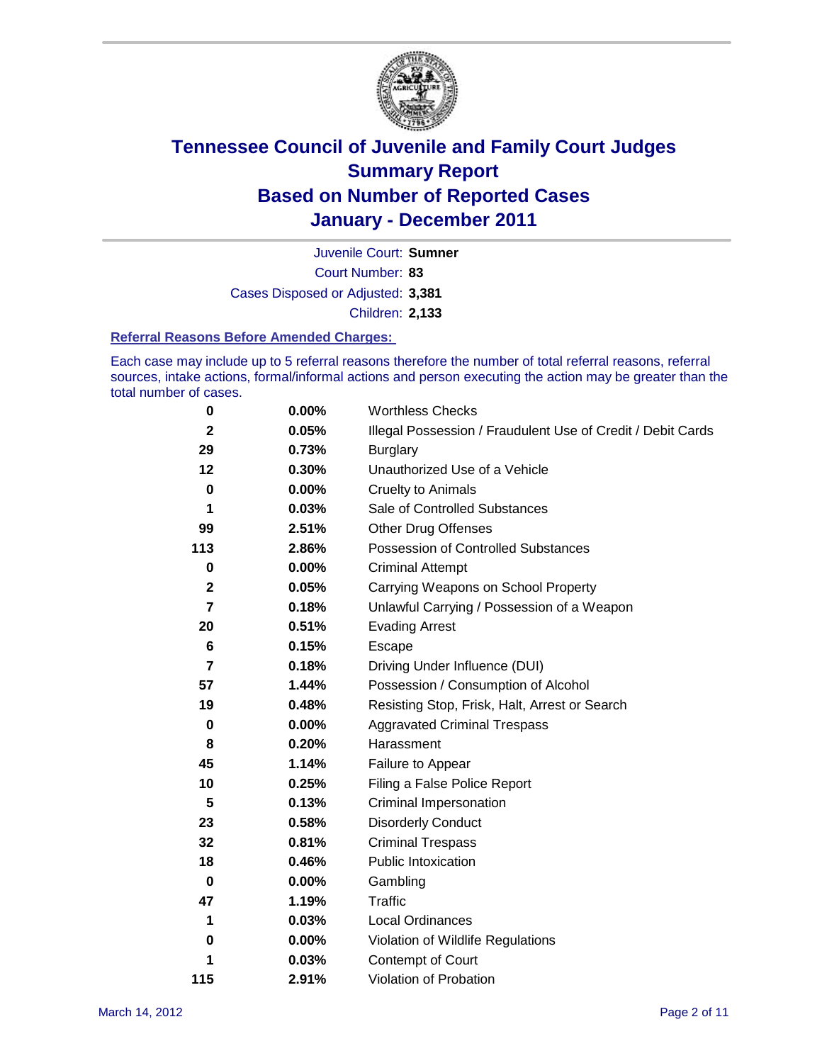# Tennessee Council of Juvenile and Family Court Judges
# Summary Report
# Based on Number of Reported Cases
# January - December 2011

Juvenile Court: **Sumner**

Court Number: **83**

Cases Disposed or Adjusted: **3,381**

Children: **2,133**

### Referral Reasons Before Amended Charges:

Each case may include up to 5 referral reasons therefore the number of total referral reasons, referral sources, intake actions, formal/informal actions and person executing the action may be greater than the total number of cases.

| | | |
|---|---|---|
| 0 | 0.00% | Worthless Checks |
| 2 | 0.05% | Illegal Possession / Fraudulent Use of Credit / Debit Cards |
| 29 | 0.73% | Burglary |
| 12 | 0.30% | Unauthorized Use of a Vehicle |
| 0 | 0.00% | Cruelty to Animals |
| 1 | 0.03% | Sale of Controlled Substances |
| 99 | 2.51% | Other Drug Offenses |
| 113 | 2.86% | Possession of Controlled Substances |
| 0 | 0.00% | Criminal Attempt |
| 2 | 0.05% | Carrying Weapons on School Property |
| 7 | 0.18% | Unlawful Carrying / Possession of a Weapon |
| 20 | 0.51% | Evading Arrest |
| 6 | 0.15% | Escape |
| 7 | 0.18% | Driving Under Influence (DUI) |
| 57 | 1.44% | Possession / Consumption of Alcohol |
| 19 | 0.48% | Resisting Stop, Frisk, Halt, Arrest or Search |
| 0 | 0.00% | Aggravated Criminal Trespass |
| 8 | 0.20% | Harassment |
| 45 | 1.14% | Failure to Appear |
| 10 | 0.25% | Filing a False Police Report |
| 5 | 0.13% | Criminal Impersonation |
| 23 | 0.58% | Disorderly Conduct |
| 32 | 0.81% | Criminal Trespass |
| 18 | 0.46% | Public Intoxication |
| 0 | 0.00% | Gambling |
| 47 | 1.19% | Traffic |
| 1 | 0.03% | Local Ordinances |
| 0 | 0.00% | Violation of Wildlife Regulations |
| 1 | 0.03% | Contempt of Court |
| 115 | 2.91% | Violation of Probation |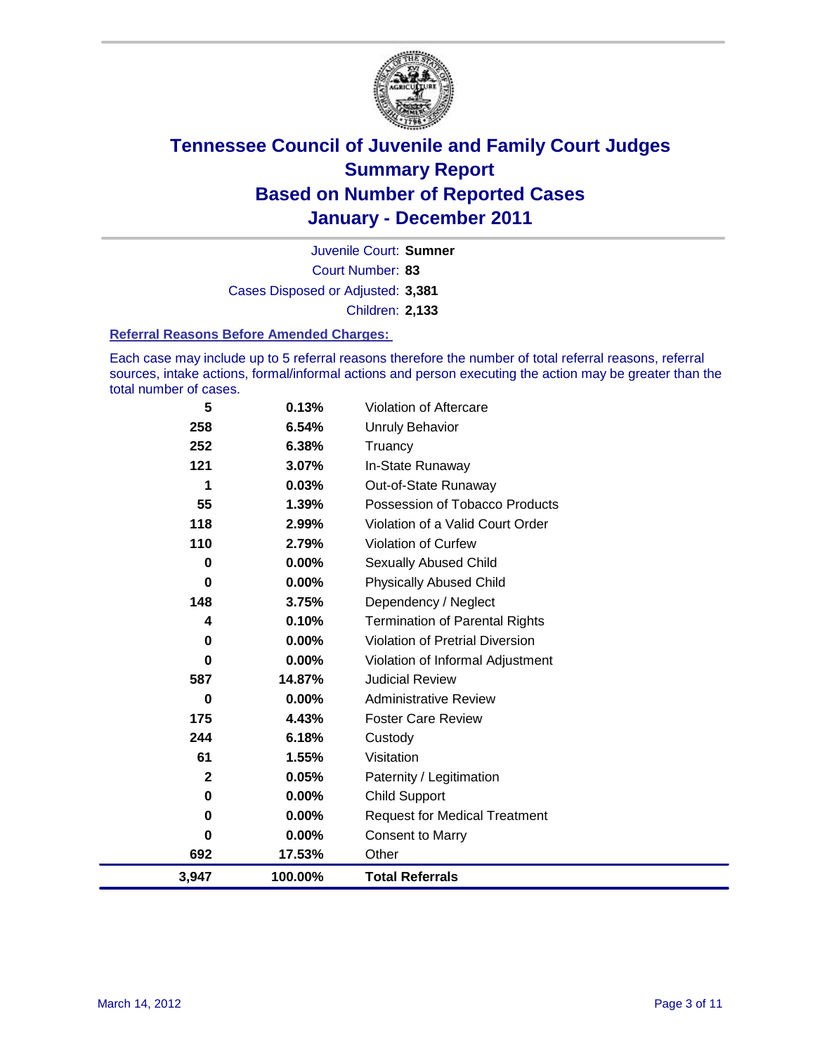# Tennessee Council of Juvenile and Family Court Judges
# Summary Report
# Based on Number of Reported Cases
# January - December 2011

Juvenile Court: **Sumner**

Court Number: **83**

Cases Disposed or Adjusted: **3,381**

Children: **2,133**

### Referral Reasons Before Amended Charges:

Each case may include up to 5 referral reasons therefore the number of total referral reasons, referral sources, intake actions, formal/informal actions and person executing the action may be greater than the total number of cases.

| | | |
|---|---|---|
| 5 | 0.13% | Violation of Aftercare |
| 258 | 6.54% | Unruly Behavior |
| 252 | 6.38% | Truancy |
| 121 | 3.07% | In-State Runaway |
| 1 | 0.03% | Out-of-State Runaway |
| 55 | 1.39% | Possession of Tobacco Products |
| 118 | 2.99% | Violation of a Valid Court Order |
| 110 | 2.79% | Violation of Curfew |
| 0 | 0.00% | Sexually Abused Child |
| 0 | 0.00% | Physically Abused Child |
| 148 | 3.75% | Dependency / Neglect |
| 4 | 0.10% | Termination of Parental Rights |
| 0 | 0.00% | Violation of Pretrial Diversion |
| 0 | 0.00% | Violation of Informal Adjustment |
| 587 | 14.87% | Judicial Review |
| 0 | 0.00% | Administrative Review |
| 175 | 4.43% | Foster Care Review |
| 244 | 6.18% | Custody |
| 61 | 1.55% | Visitation |
| 2 | 0.05% | Paternity / Legitimation |
| 0 | 0.00% | Child Support |
| 0 | 0.00% | Request for Medical Treatment |
| 0 | 0.00% | Consent to Marry |
| 692 | 17.53% | Other |
| **3,947** | **100.00%** | **Total Referrals** |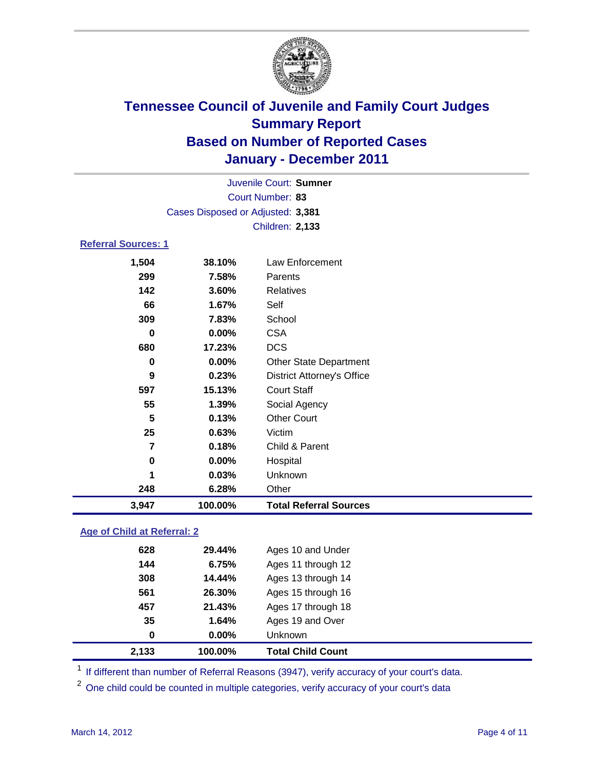# Tennessee Council of Juvenile and Family Court Judges
## Summary Report
## Based on Number of Reported Cases
## January - December 2011

Juvenile Court: **Sumner**
Court Number: **83**
Cases Disposed or Adjusted: **3,381**
Children: **2,133**

### Referral Sources: 1

| | | |
|---|---|---|
| 1,504 | 38.10% | Law Enforcement |
| 299 | 7.58% | Parents |
| 142 | 3.60% | Relatives |
| 66 | 1.67% | Self |
| 309 | 7.83% | School |
| 0 | 0.00% | CSA |
| 680 | 17.23% | DCS |
| 0 | 0.00% | Other State Department |
| 9 | 0.23% | District Attorney's Office |
| 597 | 15.13% | Court Staff |
| 55 | 1.39% | Social Agency |
| 5 | 0.13% | Other Court |
| 25 | 0.63% | Victim |
| 7 | 0.18% | Child & Parent |
| 0 | 0.00% | Hospital |
| 1 | 0.03% | Unknown |
| 248 | 6.28% | Other |
| **3,947** | **100.00%** | **Total Referral Sources** |

### Age of Child at Referral: 2

| | | |
|---|---|---|
| 628 | 29.44% | Ages 10 and Under |
| 144 | 6.75% | Ages 11 through 12 |
| 308 | 14.44% | Ages 13 through 14 |
| 561 | 26.30% | Ages 15 through 16 |
| 457 | 21.43% | Ages 17 through 18 |
| 35 | 1.64% | Ages 19 and Over |
| 0 | 0.00% | Unknown |
| **2,133** | **100.00%** | **Total Child Count** |

[1] If different than number of Referral Reasons (3947), verify accuracy of your court's data.

[2] One child could be counted in multiple categories, verify accuracy of your court's data

March 14, 2012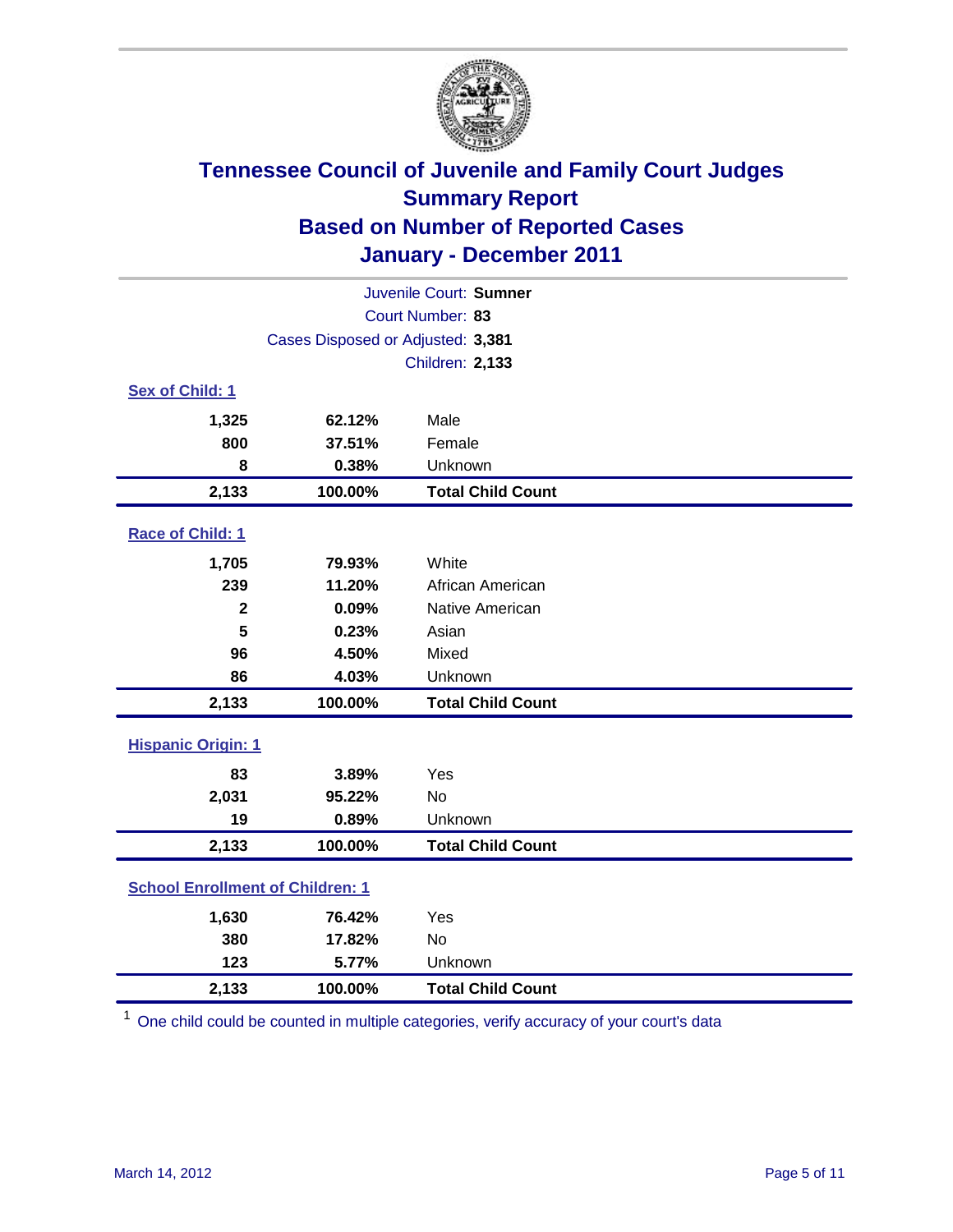# Tennessee Council of Juvenile and Family Court Judges
## Summary Report
## Based on Number of Reported Cases
## January - December 2011

Juvenile Court: **Sumner**
Court Number: **83**
Cases Disposed or Adjusted: **3,381**
Children: **2,133**

### Sex of Child: 1

| | | |
|---|---|---|
| **1,325** | **62.12%** | Male |
| **800** | **37.51%** | Female |
| **8** | **0.38%** | Unknown |
| **2,133** | **100.00%** | **Total Child Count** |

### Race of Child: 1

| | | |
|---|---|---|
| **1,705** | **79.93%** | White |
| **239** | **11.20%** | African American |
| **2** | **0.09%** | Native American |
| **5** | **0.23%** | Asian |
| **96** | **4.50%** | Mixed |
| **86** | **4.03%** | Unknown |
| **2,133** | **100.00%** | **Total Child Count** |

### Hispanic Origin: 1

| | | |
|---|---|---|
| **83** | **3.89%** | Yes |
| **2,031** | **95.22%** | No |
| **19** | **0.89%** | Unknown |
| **2,133** | **100.00%** | **Total Child Count** |

### School Enrollment of Children: 1

| | | |
|---|---|---|
| **1,630** | **76.42%** | Yes |
| **380** | **17.82%** | No |
| **123** | **5.77%** | Unknown |
| **2,133** | **100.00%** | **Total Child Count** |

[1] One child could be counted in multiple categories, verify accuracy of your court's data

March 14, 2012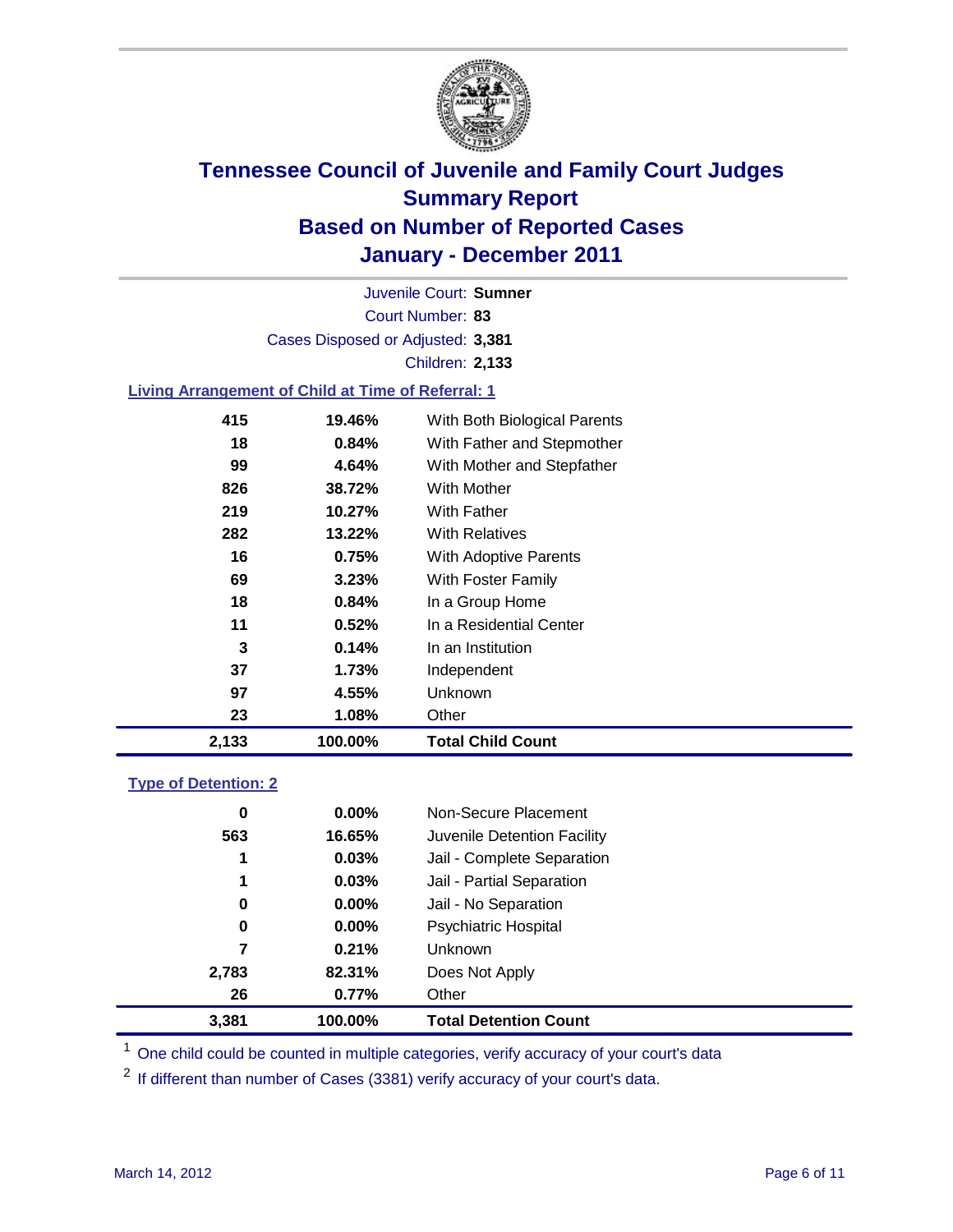# Tennessee Council of Juvenile and Family Court Judges
## Summary Report
## Based on Number of Reported Cases
## January - December 2011

Juvenile Court: **Sumner**

Court Number: **83**

Cases Disposed or Adjusted: **3,381**

Children: **2,133**

### Living Arrangement of Child at Time of Referral: 1

| | | |
|---|---|---|
| 415 | 19.46% | With Both Biological Parents |
| 18 | 0.84% | With Father and Stepmother |
| 99 | 4.64% | With Mother and Stepfather |
| 826 | 38.72% | With Mother |
| 219 | 10.27% | With Father |
| 282 | 13.22% | With Relatives |
| 16 | 0.75% | With Adoptive Parents |
| 69 | 3.23% | With Foster Family |
| 18 | 0.84% | In a Group Home |
| 11 | 0.52% | In a Residential Center |
| 3 | 0.14% | In an Institution |
| 37 | 1.73% | Independent |
| 97 | 4.55% | Unknown |
| 23 | 1.08% | Other |
| **2,133** | **100.00%** | **Total Child Count** |

### Type of Detention: 2

| | | |
|---|---|---|
| 0 | 0.00% | Non-Secure Placement |
| 563 | 16.65% | Juvenile Detention Facility |
| 1 | 0.03% | Jail - Complete Separation |
| 1 | 0.03% | Jail - Partial Separation |
| 0 | 0.00% | Jail - No Separation |
| 0 | 0.00% | Psychiatric Hospital |
| 7 | 0.21% | Unknown |
| 2,783 | 82.31% | Does Not Apply |
| 26 | 0.77% | Other |
| **3,381** | **100.00%** | **Total Detention Count** |

[1] One child could be counted in multiple categories, verify accuracy of your court's data

[2] If different than number of Cases (3381) verify accuracy of your court's data.

March 14, 2012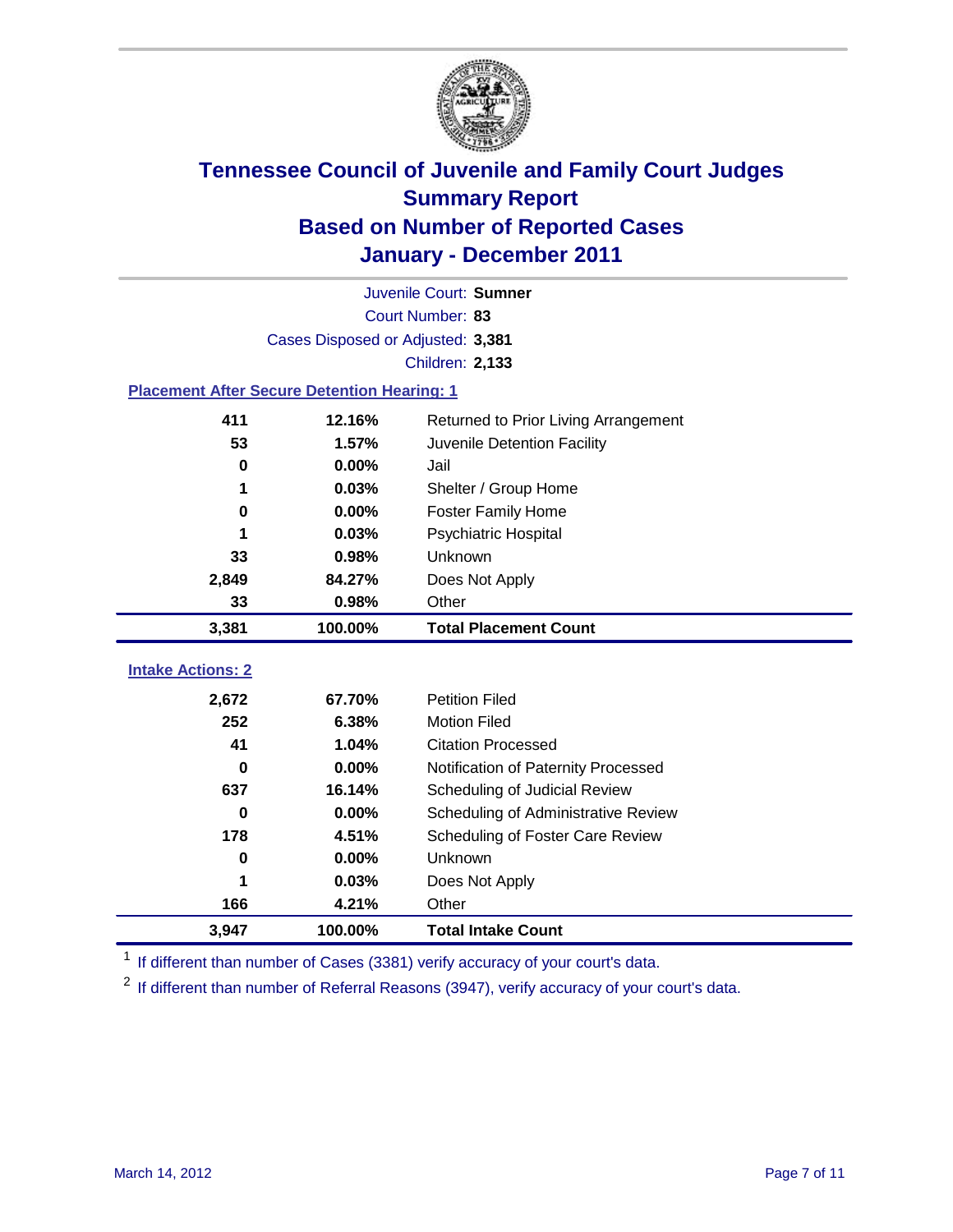# Tennessee Council of Juvenile and Family Court Judges
## Summary Report
## Based on Number of Reported Cases
## January - December 2011

Juvenile Court: **Sumner**

Court Number: **83**

Cases Disposed or Adjusted: **3,381**

Children: **2,133**

### Placement After Secure Detention Hearing: 1

| | | |
|---|---|---|
| 411 | 12.16% | Returned to Prior Living Arrangement |
| 53 | 1.57% | Juvenile Detention Facility |
| 0 | 0.00% | Jail |
| 1 | 0.03% | Shelter / Group Home |
| 0 | 0.00% | Foster Family Home |
| 1 | 0.03% | Psychiatric Hospital |
| 33 | 0.98% | Unknown |
| 2,849 | 84.27% | Does Not Apply |
| 33 | 0.98% | Other |
| **3,381** | **100.00%** | **Total Placement Count** |

### Intake Actions: 2

| | | |
|---|---|---|
| 2,672 | 67.70% | Petition Filed |
| 252 | 6.38% | Motion Filed |
| 41 | 1.04% | Citation Processed |
| 0 | 0.00% | Notification of Paternity Processed |
| 637 | 16.14% | Scheduling of Judicial Review |
| 0 | 0.00% | Scheduling of Administrative Review |
| 178 | 4.51% | Scheduling of Foster Care Review |
| 0 | 0.00% | Unknown |
| 1 | 0.03% | Does Not Apply |
| 166 | 4.21% | Other |
| **3,947** | **100.00%** | **Total Intake Count** |

[1] If different than number of Cases (3381) verify accuracy of your court's data.

[2] If different than number of Referral Reasons (3947), verify accuracy of your court's data.

March 14, 2012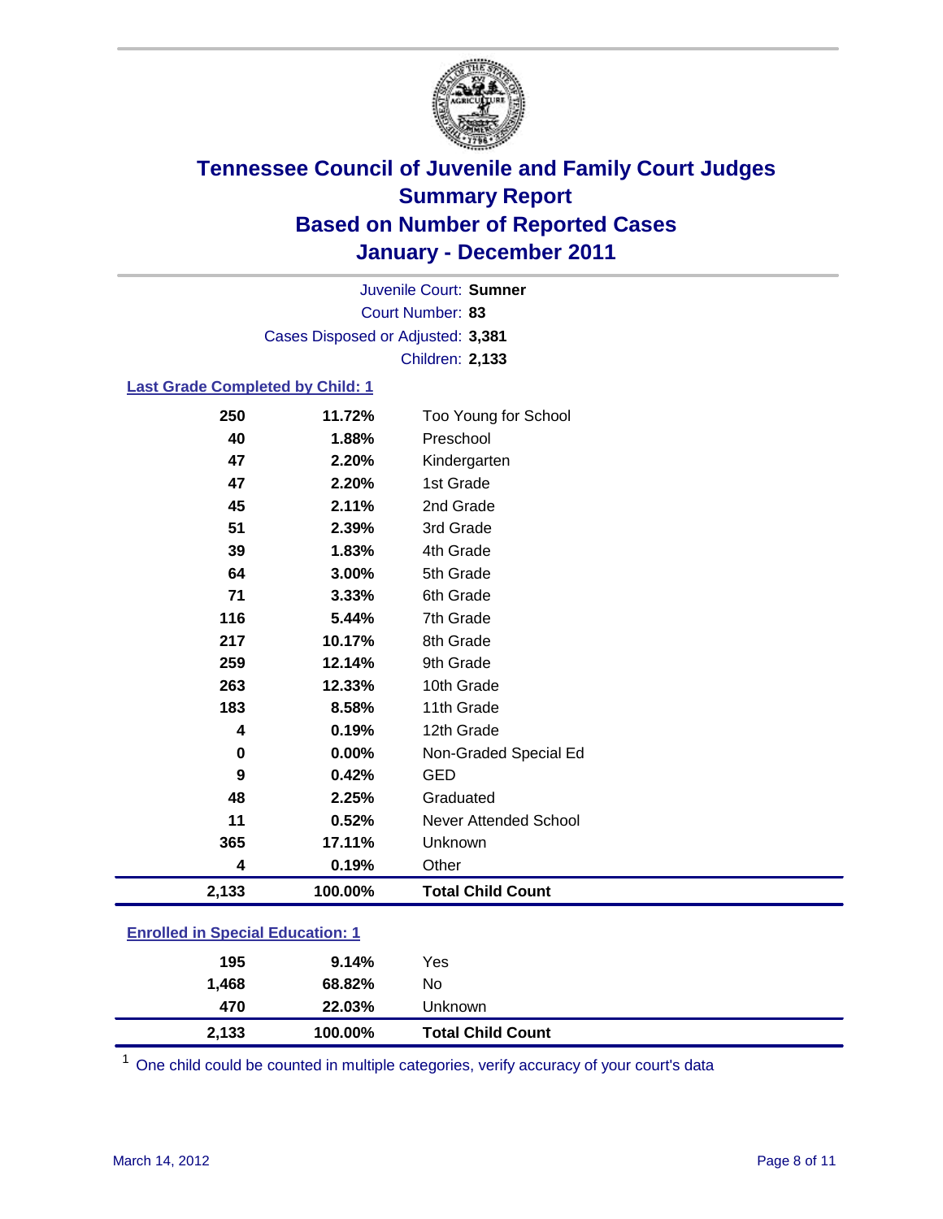# Tennessee Council of Juvenile and Family Court Judges
## Summary Report
## Based on Number of Reported Cases
## January - December 2011

Juvenile Court: **Sumner**
Court Number: **83**
Cases Disposed or Adjusted: **3,381**
Children: **2,133**

### Last Grade Completed by Child: 1

| | | |
|---|---|---|
| 250 | 11.72% | Too Young for School |
| 40 | 1.88% | Preschool |
| 47 | 2.20% | Kindergarten |
| 47 | 2.20% | 1st Grade |
| 45 | 2.11% | 2nd Grade |
| 51 | 2.39% | 3rd Grade |
| 39 | 1.83% | 4th Grade |
| 64 | 3.00% | 5th Grade |
| 71 | 3.33% | 6th Grade |
| 116 | 5.44% | 7th Grade |
| 217 | 10.17% | 8th Grade |
| 259 | 12.14% | 9th Grade |
| 263 | 12.33% | 10th Grade |
| 183 | 8.58% | 11th Grade |
| 4 | 0.19% | 12th Grade |
| 0 | 0.00% | Non-Graded Special Ed |
| 9 | 0.42% | GED |
| 48 | 2.25% | Graduated |
| 11 | 0.52% | Never Attended School |
| 365 | 17.11% | Unknown |
| 4 | 0.19% | Other |
| **2,133** | **100.00%** | **Total Child Count** |

### Enrolled in Special Education: 1

| | | |
|---|---|---|
| 195 | 9.14% | Yes |
| 1,468 | 68.82% | No |
| 470 | 22.03% | Unknown |
| **2,133** | **100.00%** | **Total Child Count** |

[1] One child could be counted in multiple categories, verify accuracy of your court's data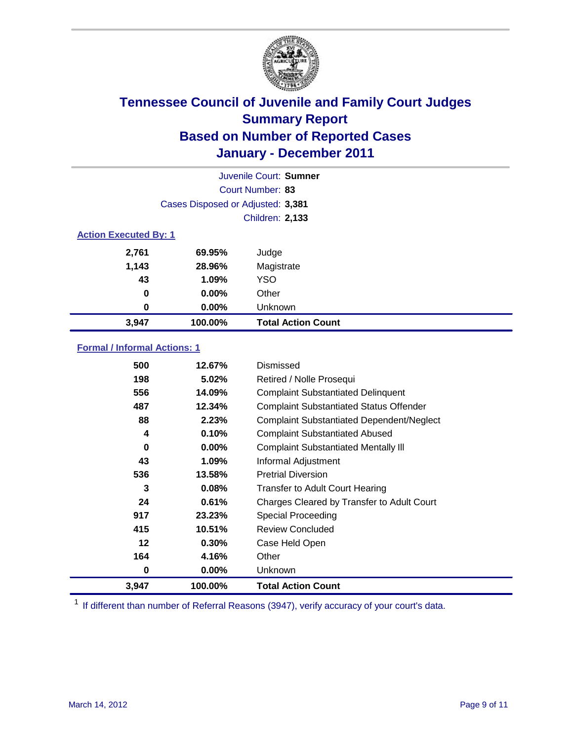# Tennessee Council of Juvenile and Family Court Judges
## Summary Report
## Based on Number of Reported Cases
## January - December 2011

Juvenile Court: **Sumner**

Court Number: **83**

Cases Disposed or Adjusted: **3,381**

Children: **2,133**

### Action Executed By: 1

| | | |
|---|---|---|
| 2,761 | 69.95% | Judge |
| 1,143 | 28.96% | Magistrate |
| 43 | 1.09% | YSO |
| 0 | 0.00% | Other |
| 0 | 0.00% | Unknown |
| **3,947** | **100.00%** | **Total Action Count** |

### Formal / Informal Actions: 1

| | | |
|---|---|---|
| 500 | 12.67% | Dismissed |
| 198 | 5.02% | Retired / Nolle Prosequi |
| 556 | 14.09% | Complaint Substantiated Delinquent |
| 487 | 12.34% | Complaint Substantiated Status Offender |
| 88 | 2.23% | Complaint Substantiated Dependent/Neglect |
| 4 | 0.10% | Complaint Substantiated Abused |
| 0 | 0.00% | Complaint Substantiated Mentally Ill |
| 43 | 1.09% | Informal Adjustment |
| 536 | 13.58% | Pretrial Diversion |
| 3 | 0.08% | Transfer to Adult Court Hearing |
| 24 | 0.61% | Charges Cleared by Transfer to Adult Court |
| 917 | 23.23% | Special Proceeding |
| 415 | 10.51% | Review Concluded |
| 12 | 0.30% | Case Held Open |
| 164 | 4.16% | Other |
| 0 | 0.00% | Unknown |
| **3,947** | **100.00%** | **Total Action Count** |

[1] If different than number of Referral Reasons (3947), verify accuracy of your court's data.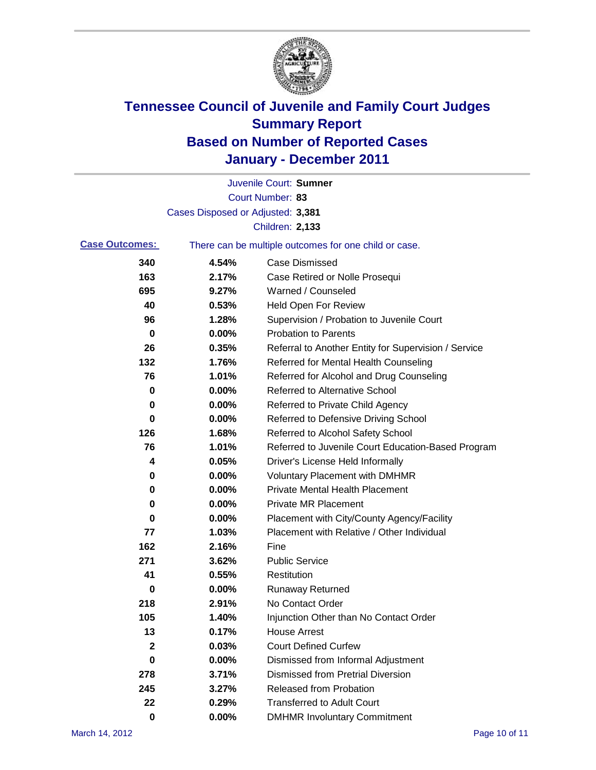# Tennessee Council of Juvenile and Family Court Judges
# Summary Report
# Based on Number of Reported Cases
# January - December 2011

Juvenile Court: **Sumner**

Court Number: **83**

Cases Disposed or Adjusted: **3,381**

Children: **2,133**

**Case Outcomes:** There can be multiple outcomes for one child or case.

| | | |
|---|---|---|
| 340 | 4.54% | Case Dismissed |
| 163 | 2.17% | Case Retired or Nolle Prosequi |
| 695 | 9.27% | Warned / Counseled |
| 40 | 0.53% | Held Open For Review |
| 96 | 1.28% | Supervision / Probation to Juvenile Court |
| 0 | 0.00% | Probation to Parents |
| 26 | 0.35% | Referral to Another Entity for Supervision / Service |
| 132 | 1.76% | Referred for Mental Health Counseling |
| 76 | 1.01% | Referred for Alcohol and Drug Counseling |
| 0 | 0.00% | Referred to Alternative School |
| 0 | 0.00% | Referred to Private Child Agency |
| 0 | 0.00% | Referred to Defensive Driving School |
| 126 | 1.68% | Referred to Alcohol Safety School |
| 76 | 1.01% | Referred to Juvenile Court Education-Based Program |
| 4 | 0.05% | Driver's License Held Informally |
| 0 | 0.00% | Voluntary Placement with DMHMR |
| 0 | 0.00% | Private Mental Health Placement |
| 0 | 0.00% | Private MR Placement |
| 0 | 0.00% | Placement with City/County Agency/Facility |
| 77 | 1.03% | Placement with Relative / Other Individual |
| 162 | 2.16% | Fine |
| 271 | 3.62% | Public Service |
| 41 | 0.55% | Restitution |
| 0 | 0.00% | Runaway Returned |
| 218 | 2.91% | No Contact Order |
| 105 | 1.40% | Injunction Other than No Contact Order |
| 13 | 0.17% | House Arrest |
| 2 | 0.03% | Court Defined Curfew |
| 0 | 0.00% | Dismissed from Informal Adjustment |
| 278 | 3.71% | Dismissed from Pretrial Diversion |
| 245 | 3.27% | Released from Probation |
| 22 | 0.29% | Transferred to Adult Court |
| 0 | 0.00% | DMHMR Involuntary Commitment |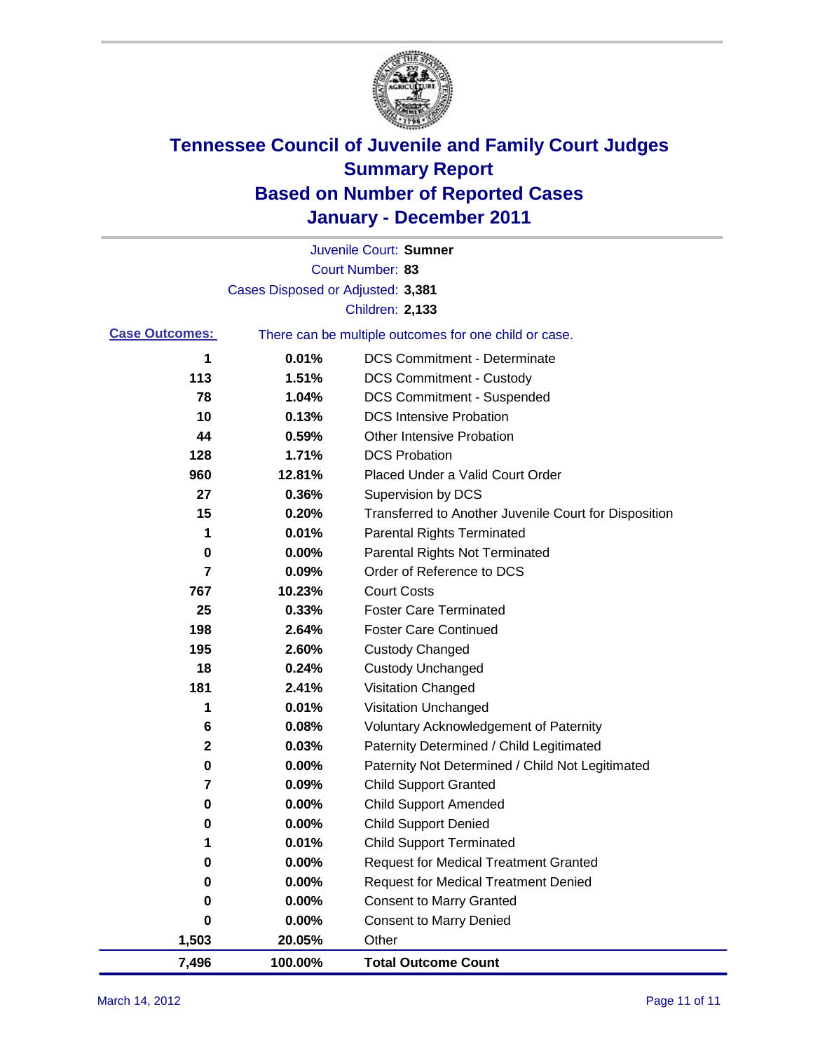# Tennessee Council of Juvenile and Family Court Judges
## Summary Report
## Based on Number of Reported Cases
## January - December 2011

Juvenile Court: **Sumner**

Court Number: **83**

Cases Disposed or Adjusted: **3,381**

Children: **2,133**

**Case Outcomes:** There can be multiple outcomes for one child or case.

| | | |
|---|---|---|
| 1 | 0.01% | DCS Commitment - Determinate |
| 113 | 1.51% | DCS Commitment - Custody |
| 78 | 1.04% | DCS Commitment - Suspended |
| 10 | 0.13% | DCS Intensive Probation |
| 44 | 0.59% | Other Intensive Probation |
| 128 | 1.71% | DCS Probation |
| 960 | 12.81% | Placed Under a Valid Court Order |
| 27 | 0.36% | Supervision by DCS |
| 15 | 0.20% | Transferred to Another Juvenile Court for Disposition |
| 1 | 0.01% | Parental Rights Terminated |
| 0 | 0.00% | Parental Rights Not Terminated |
| 7 | 0.09% | Order of Reference to DCS |
| 767 | 10.23% | Court Costs |
| 25 | 0.33% | Foster Care Terminated |
| 198 | 2.64% | Foster Care Continued |
| 195 | 2.60% | Custody Changed |
| 18 | 0.24% | Custody Unchanged |
| 181 | 2.41% | Visitation Changed |
| 1 | 0.01% | Visitation Unchanged |
| 6 | 0.08% | Voluntary Acknowledgement of Paternity |
| 2 | 0.03% | Paternity Determined / Child Legitimated |
| 0 | 0.00% | Paternity Not Determined / Child Not Legitimated |
| 7 | 0.09% | Child Support Granted |
| 0 | 0.00% | Child Support Amended |
| 0 | 0.00% | Child Support Denied |
| 1 | 0.01% | Child Support Terminated |
| 0 | 0.00% | Request for Medical Treatment Granted |
| 0 | 0.00% | Request for Medical Treatment Denied |
| 0 | 0.00% | Consent to Marry Granted |
| 0 | 0.00% | Consent to Marry Denied |
| 1,503 | 20.05% | Other |
| **7,496** | **100.00%** | **Total Outcome Count** |

March 14, 2012